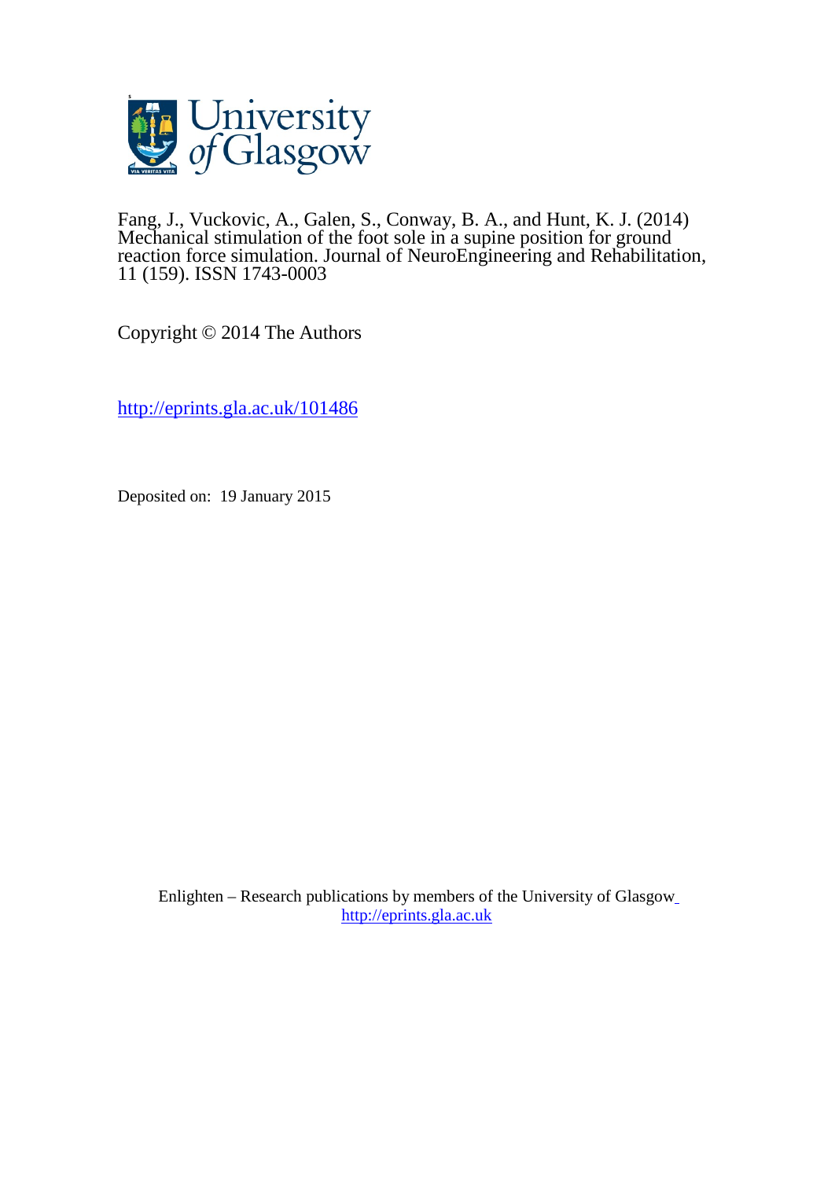Fang, J., Vuckovic, A., Galen, S., Conway, B. A., and Hunt, K. J. (2014) Mechanical stimulation of the foot sole in a supine position for ground reaction force simulation. Journal of NeuroEngineering and Rehabilitation, 11 (159). ISSN 1743-0003

Copyright © 2014 The Authors

http://eprints.gla.ac.uk/101486

Deposited on: 19 January 2015

Enlighten – Research publications by members of the University of Glasgow
http://eprints.gla.ac.uk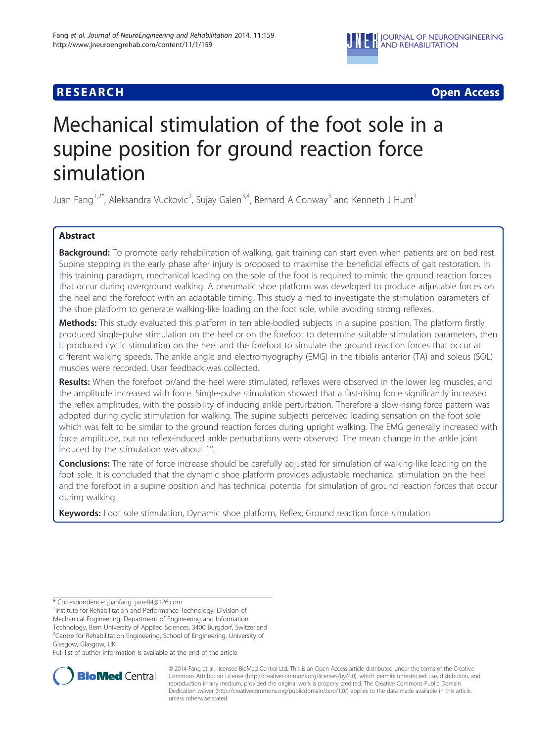# Mechanical stimulation of the foot sole in a supine position for ground reaction force simulation

Juan Fang[1,2*], Aleksandra Vuckovic[2], Sujay Galen[3,4], Bernard A Conway[3] and Kenneth J Hunt[1]

## Abstract

**Background:** To promote early rehabilitation of walking, gait training can start even when patients are on bed rest. Supine stepping in the early phase after injury is proposed to maximise the beneficial effects of gait restoration. In this training paradigm, mechanical loading on the sole of the foot is required to mimic the ground reaction forces that occur during overground walking. A pneumatic shoe platform was developed to produce adjustable forces on the heel and the forefoot with an adaptable timing. This study aimed to investigate the stimulation parameters of the shoe platform to generate walking-like loading on the foot sole, while avoiding strong reflexes.

**Methods:** This study evaluated this platform in ten able-bodied subjects in a supine position. The platform firstly produced single-pulse stimulation on the heel or on the forefoot to determine suitable stimulation parameters, then it produced cyclic stimulation on the heel and the forefoot to simulate the ground reaction forces that occur at different walking speeds. The ankle angle and electromyography (EMG) in the tibialis anterior (TA) and soleus (SOL) muscles were recorded. User feedback was collected.

**Results:** When the forefoot or/and the heel were stimulated, reflexes were observed in the lower leg muscles, and the amplitude increased with force. Single-pulse stimulation showed that a fast-rising force significantly increased the reflex amplitudes, with the possibility of inducing ankle perturbation. Therefore a slow-rising force pattern was adopted during cyclic stimulation for walking. The supine subjects perceived loading sensation on the foot sole which was felt to be similar to the ground reaction forces during upright walking. The EMG generally increased with force amplitude, but no reflex-induced ankle perturbations were observed. The mean change in the ankle joint induced by the stimulation was about 1°.

**Conclusions:** The rate of force increase should be carefully adjusted for simulation of walking-like loading on the foot sole. It is concluded that the dynamic shoe platform provides adjustable mechanical stimulation on the heel and the forefoot in a supine position and has technical potential for simulation of ground reaction forces that occur during walking.

**Keywords:** Foot sole stimulation, Dynamic shoe platform, Reflex, Ground reaction force simulation

---

\* Correspondence: juanfang_jane84@126.com

[1]Institute for Rehabilitation and Performance Technology, Division of Mechanical Engineering, Department of Engineering and Information Technology, Bern University of Applied Sciences, 3400 Burgdorf, Switzerland

[2]Centre for Rehabilitation Engineering, School of Engineering, University of Glasgow, Glasgow, UK

Full list of author information is available at the end of the article

© 2014 Fang et al.; licensee BioMed Central Ltd. This is an Open Access article distributed under the terms of the Creative Commons Attribution License (http://creativecommons.org/licenses/by/4.0), which permits unrestricted use, distribution, and reproduction in any medium, provided the original work is properly credited. The Creative Commons Public Domain Dedication waiver (http://creativecommons.org/publicdomain/zero/1.0/) applies to the data made available in this article, unless otherwise stated.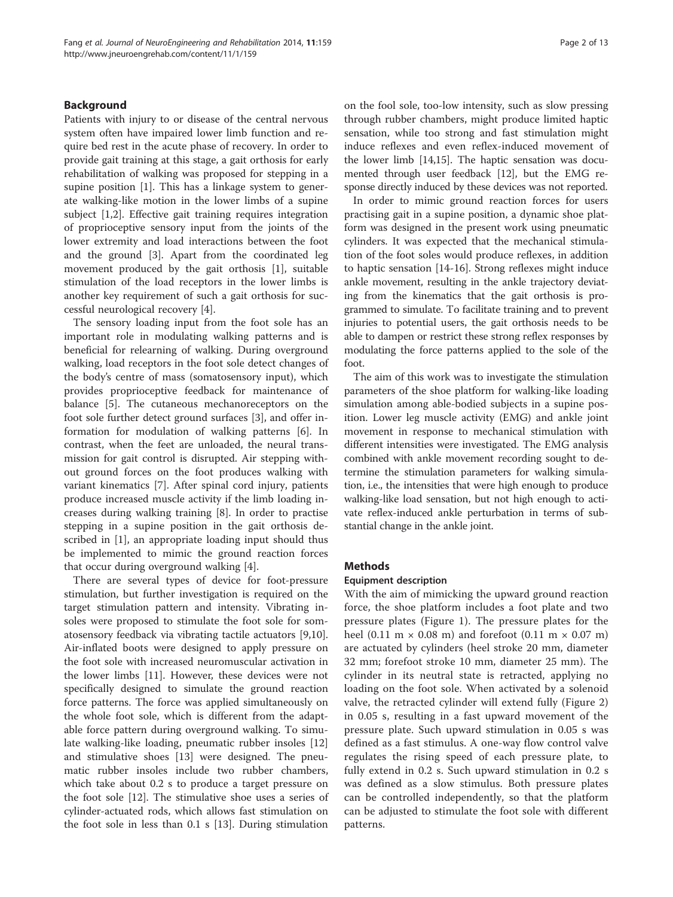## Background

Patients with injury to or disease of the central nervous system often have impaired lower limb function and require bed rest in the acute phase of recovery. In order to provide gait training at this stage, a gait orthosis for early rehabilitation of walking was proposed for stepping in a supine position [1]. This has a linkage system to generate walking-like motion in the lower limbs of a supine subject [1,2]. Effective gait training requires integration of proprioceptive sensory input from the joints of the lower extremity and load interactions between the foot and the ground [3]. Apart from the coordinated leg movement produced by the gait orthosis [1], suitable stimulation of the load receptors in the lower limbs is another key requirement of such a gait orthosis for successful neurological recovery [4].

The sensory loading input from the foot sole has an important role in modulating walking patterns and is beneficial for relearning of walking. During overground walking, load receptors in the foot sole detect changes of the body's centre of mass (somatosensory input), which provides proprioceptive feedback for maintenance of balance [5]. The cutaneous mechanoreceptors on the foot sole further detect ground surfaces [3], and offer information for modulation of walking patterns [6]. In contrast, when the feet are unloaded, the neural transmission for gait control is disrupted. Air stepping without ground forces on the foot produces walking with variant kinematics [7]. After spinal cord injury, patients produce increased muscle activity if the limb loading increases during walking training [8]. In order to practise stepping in a supine position in the gait orthosis described in [1], an appropriate loading input should thus be implemented to mimic the ground reaction forces that occur during overground walking [4].

There are several types of device for foot-pressure stimulation, but further investigation is required on the target stimulation pattern and intensity. Vibrating insoles were proposed to stimulate the foot sole for somatosensory feedback via vibrating tactile actuators [9,10]. Air-inflated boots were designed to apply pressure on the foot sole with increased neuromuscular activation in the lower limbs [11]. However, these devices were not specifically designed to simulate the ground reaction force patterns. The force was applied simultaneously on the whole foot sole, which is different from the adaptable force pattern during overground walking. To simulate walking-like loading, pneumatic rubber insoles [12] and stimulative shoes [13] were designed. The pneumatic rubber insoles include two rubber chambers, which take about 0.2 s to produce a target pressure on the foot sole [12]. The stimulative shoe uses a series of cylinder-actuated rods, which allows fast stimulation on the foot sole in less than 0.1 s [13]. During stimulation on the fool sole, too-low intensity, such as slow pressing through rubber chambers, might produce limited haptic sensation, while too strong and fast stimulation might induce reflexes and even reflex-induced movement of the lower limb [14,15]. The haptic sensation was documented through user feedback [12], but the EMG response directly induced by these devices was not reported.

In order to mimic ground reaction forces for users practising gait in a supine position, a dynamic shoe platform was designed in the present work using pneumatic cylinders. It was expected that the mechanical stimulation of the foot soles would produce reflexes, in addition to haptic sensation [14-16]. Strong reflexes might induce ankle movement, resulting in the ankle trajectory deviating from the kinematics that the gait orthosis is programmed to simulate. To facilitate training and to prevent injuries to potential users, the gait orthosis needs to be able to dampen or restrict these strong reflex responses by modulating the force patterns applied to the sole of the foot.

The aim of this work was to investigate the stimulation parameters of the shoe platform for walking-like loading simulation among able-bodied subjects in a supine position. Lower leg muscle activity (EMG) and ankle joint movement in response to mechanical stimulation with different intensities were investigated. The EMG analysis combined with ankle movement recording sought to determine the stimulation parameters for walking simulation, i.e., the intensities that were high enough to produce walking-like load sensation, but not high enough to activate reflex-induced ankle perturbation in terms of substantial change in the ankle joint.

## Methods

### Equipment description

With the aim of mimicking the upward ground reaction force, the shoe platform includes a foot plate and two pressure plates (Figure 1). The pressure plates for the heel (0.11 m × 0.08 m) and forefoot (0.11 m × 0.07 m) are actuated by cylinders (heel stroke 20 mm, diameter 32 mm; forefoot stroke 10 mm, diameter 25 mm). The cylinder in its neutral state is retracted, applying no loading on the foot sole. When activated by a solenoid valve, the retracted cylinder will extend fully (Figure 2) in 0.05 s, resulting in a fast upward movement of the pressure plate. Such upward stimulation in 0.05 s was defined as a fast stimulus. A one-way flow control valve regulates the rising speed of each pressure plate, to fully extend in 0.2 s. Such upward stimulation in 0.2 s was defined as a slow stimulus. Both pressure plates can be controlled independently, so that the platform can be adjusted to stimulate the foot sole with different patterns.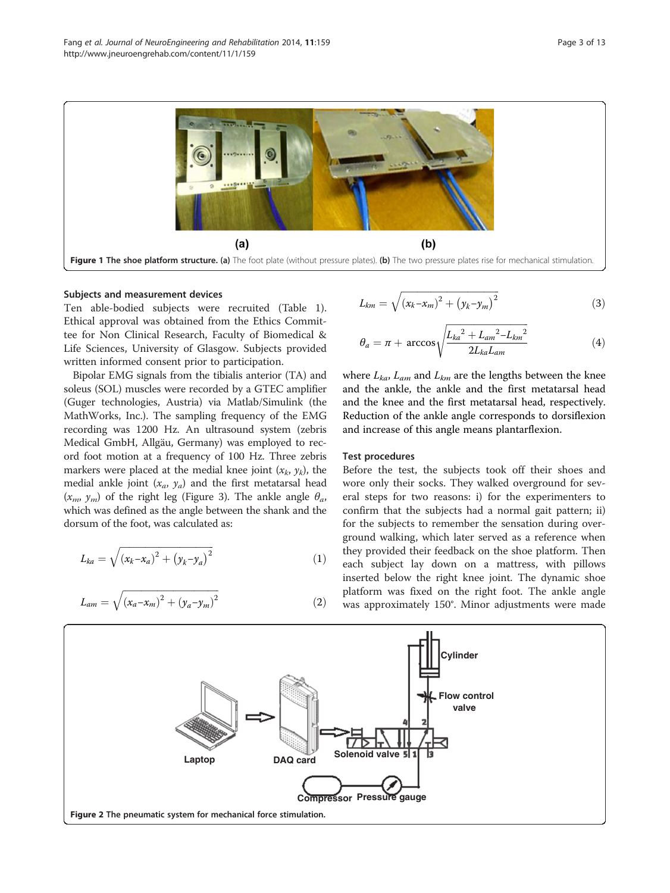Figure 1 The shoe platform structure. (a) The foot plate (without pressure plates). (b) The two pressure plates rise for mechanical stimulation.

### Subjects and measurement devices

Ten able-bodied subjects were recruited (Table 1). Ethical approval was obtained from the Ethics Committee for Non Clinical Research, Faculty of Biomedical & Life Sciences, University of Glasgow. Subjects provided written informed consent prior to participation.

Bipolar EMG signals from the tibialis anterior (TA) and soleus (SOL) muscles were recorded by a GTEC amplifier (Guger technologies, Austria) via Matlab/Simulink (the MathWorks, Inc.). The sampling frequency of the EMG recording was 1200 Hz. An ultrasound system (zebris Medical GmbH, Allgäu, Germany) was employed to record foot motion at a frequency of 100 Hz. Three zebris markers were placed at the medial knee joint ($x_k$, $y_k$), the medial ankle joint ($x_a$, $y_a$) and the first metatarsal head ($x_m$, $y_m$) of the right leg (Figure 3). The ankle angle $\theta_a$, which was defined as the angle between the shank and the dorsum of the foot, was calculated as:

$$L_{ka} = \sqrt{(x_k - x_a)^2 + (y_k - y_a)^2} \tag{1}$$

$$L_{am} = \sqrt{(x_a - x_m)^2 + (y_a - y_m)^2} \tag{2}$$

$$L_{km} = \sqrt{(x_k - x_m)^2 + (y_k - y_m)^2} \tag{3}$$

$$\theta_a = \pi + \arccos\sqrt{\frac{L_{ka}^{\,2} + L_{am}^{\,2} - L_{km}^{\,2}}{2L_{ka}L_{am}}} \tag{4}$$

where $L_{ka}$, $L_{am}$ and $L_{km}$ are the lengths between the knee and the ankle, the ankle and the first metatarsal head and the knee and the first metatarsal head, respectively. Reduction of the ankle angle corresponds to dorsiflexion and increase of this angle means plantarflexion.

### Test procedures

Before the test, the subjects took off their shoes and wore only their socks. They walked overground for several steps for two reasons: i) for the experimenters to confirm that the subjects had a normal gait pattern; ii) for the subjects to remember the sensation during overground walking, which later served as a reference when they provided their feedback on the shoe platform. Then each subject lay down on a mattress, with pillows inserted below the right knee joint. The dynamic shoe platform was fixed on the right foot. The ankle angle was approximately 150°. Minor adjustments were made

Figure 2 The pneumatic system for mechanical force stimulation.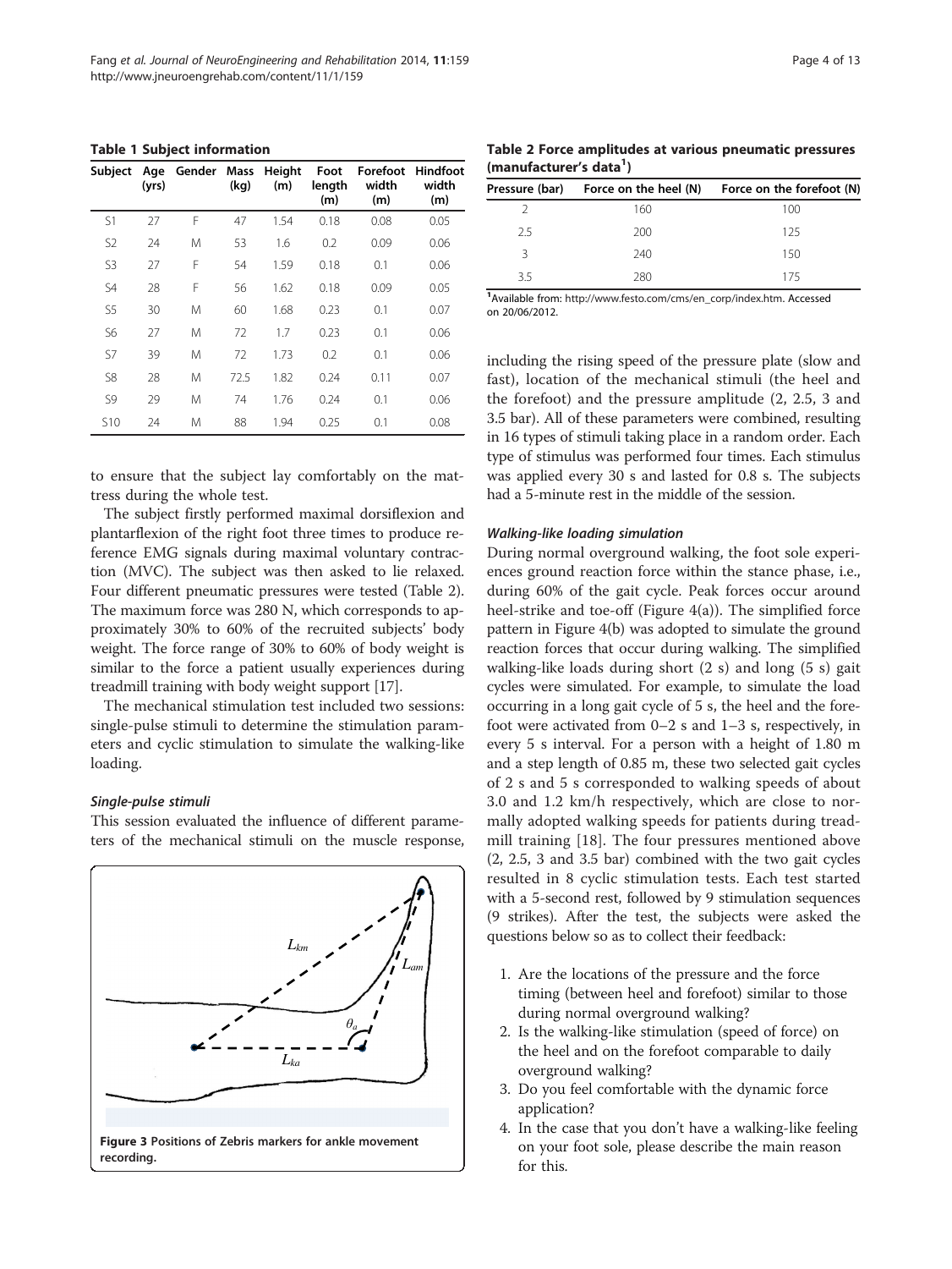**Table 1 Subject information**

| Subject | Age (yrs) | Gender | Mass (kg) | Height (m) | Foot length (m) | Forefoot width (m) | Hindfoot width (m) |
|---|---|---|---|---|---|---|---|
| S1 | 27 | F | 47 | 1.54 | 0.18 | 0.08 | 0.05 |
| S2 | 24 | M | 53 | 1.6 | 0.2 | 0.09 | 0.06 |
| S3 | 27 | F | 54 | 1.59 | 0.18 | 0.1 | 0.06 |
| S4 | 28 | F | 56 | 1.62 | 0.18 | 0.09 | 0.05 |
| S5 | 30 | M | 60 | 1.68 | 0.23 | 0.1 | 0.07 |
| S6 | 27 | M | 72 | 1.7 | 0.23 | 0.1 | 0.06 |
| S7 | 39 | M | 72 | 1.73 | 0.2 | 0.1 | 0.06 |
| S8 | 28 | M | 72.5 | 1.82 | 0.24 | 0.11 | 0.07 |
| S9 | 29 | M | 74 | 1.76 | 0.24 | 0.1 | 0.06 |
| S10 | 24 | M | 88 | 1.94 | 0.25 | 0.1 | 0.08 |

to ensure that the subject lay comfortably on the mattress during the whole test.

The subject firstly performed maximal dorsiflexion and plantarflexion of the right foot three times to produce reference EMG signals during maximal voluntary contraction (MVC). The subject was then asked to lie relaxed. Four different pneumatic pressures were tested (Table 2). The maximum force was 280 N, which corresponds to approximately 30% to 60% of the recruited subjects' body weight. The force range of 30% to 60% of body weight is similar to the force a patient usually experiences during treadmill training with body weight support [17].

The mechanical stimulation test included two sessions: single-pulse stimuli to determine the stimulation parameters and cyclic stimulation to simulate the walking-like loading.

#### *Single-pulse stimuli*

This session evaluated the influence of different parameters of the mechanical stimuli on the muscle response,

Figure 3 Positions of Zebris markers for ankle movement recording.

**Table 2 Force amplitudes at various pneumatic pressures (manufacturer's data[1])**

| Pressure (bar) | Force on the heel (N) | Force on the forefoot (N) |
|---|---|---|
| 2 | 160 | 100 |
| 2.5 | 200 | 125 |
| 3 | 240 | 150 |
| 3.5 | 280 | 175 |

[1]Available from: http://www.festo.com/cms/en_corp/index.htm. Accessed on 20/06/2012.

including the rising speed of the pressure plate (slow and fast), location of the mechanical stimuli (the heel and the forefoot) and the pressure amplitude (2, 2.5, 3 and 3.5 bar). All of these parameters were combined, resulting in 16 types of stimuli taking place in a random order. Each type of stimulus was performed four times. Each stimulus was applied every 30 s and lasted for 0.8 s. The subjects had a 5-minute rest in the middle of the session.

#### *Walking-like loading simulation*

During normal overground walking, the foot sole experiences ground reaction force within the stance phase, i.e., during 60% of the gait cycle. Peak forces occur around heel-strike and toe-off (Figure 4(a)). The simplified force pattern in Figure 4(b) was adopted to simulate the ground reaction forces that occur during walking. The simplified walking-like loads during short (2 s) and long (5 s) gait cycles were simulated. For example, to simulate the load occurring in a long gait cycle of 5 s, the heel and the forefoot were activated from 0–2 s and 1–3 s, respectively, in every 5 s interval. For a person with a height of 1.80 m and a step length of 0.85 m, these two selected gait cycles of 2 s and 5 s corresponded to walking speeds of about 3.0 and 1.2 km/h respectively, which are close to normally adopted walking speeds for patients during treadmill training [18]. The four pressures mentioned above (2, 2.5, 3 and 3.5 bar) combined with the two gait cycles resulted in 8 cyclic stimulation tests. Each test started with a 5-second rest, followed by 9 stimulation sequences (9 strikes). After the test, the subjects were asked the questions below so as to collect their feedback:

1. Are the locations of the pressure and the force timing (between heel and forefoot) similar to those during normal overground walking?
2. Is the walking-like stimulation (speed of force) on the heel and on the forefoot comparable to daily overground walking?
3. Do you feel comfortable with the dynamic force application?
4. In the case that you don't have a walking-like feeling on your foot sole, please describe the main reason for this.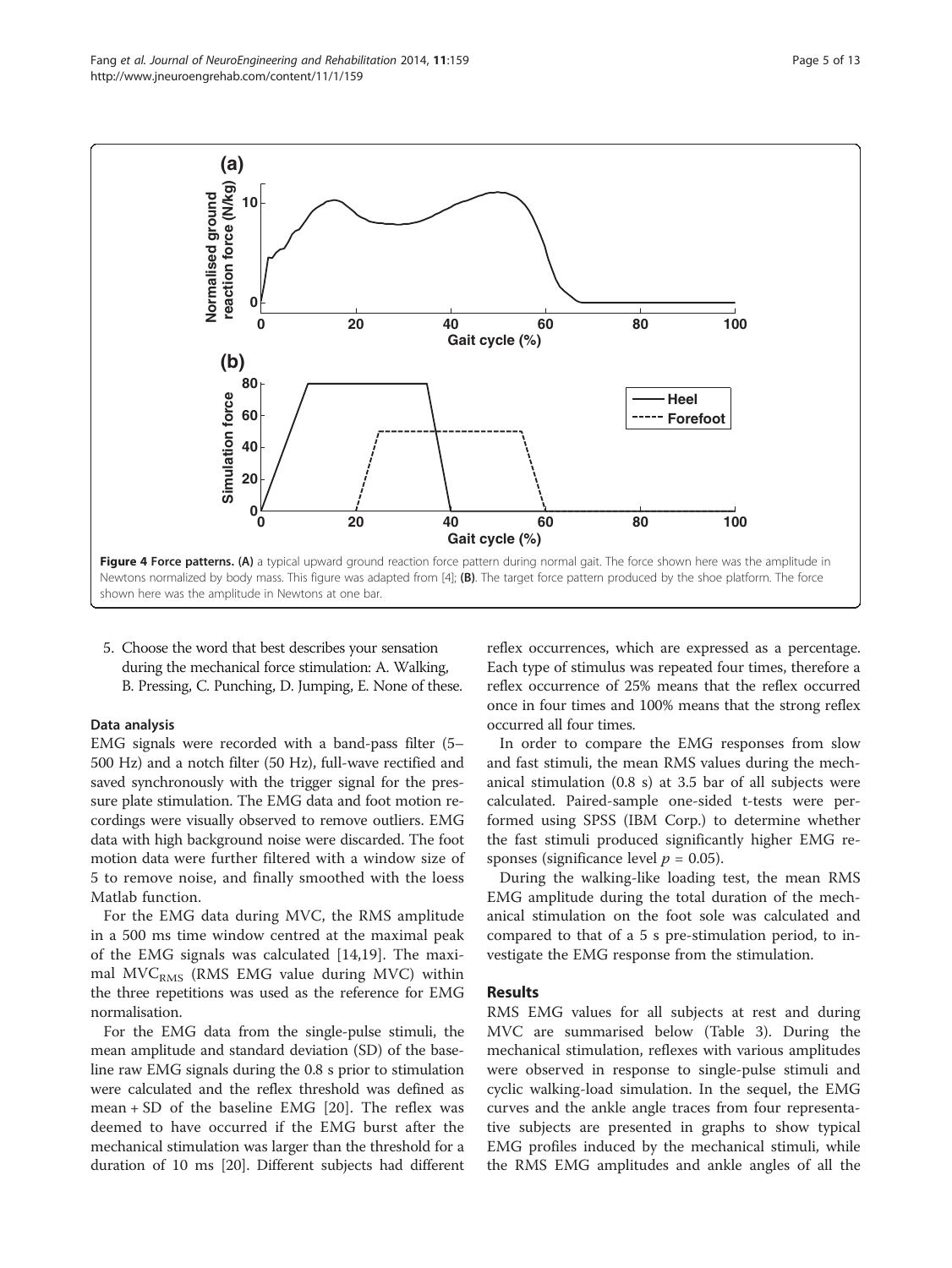**Figure 4 Force patterns. (A)** a typical upward ground reaction force pattern during normal gait. The force shown here was the amplitude in Newtons normalized by body mass. This figure was adapted from [4]; **(B)**. The target force pattern produced by the shoe platform. The force shown here was the amplitude in Newtons at one bar.

5. Choose the word that best describes your sensation during the mechanical force stimulation: A. Walking, B. Pressing, C. Punching, D. Jumping, E. None of these.

#### Data analysis

EMG signals were recorded with a band-pass filter (5–500 Hz) and a notch filter (50 Hz), full-wave rectified and saved synchronously with the trigger signal for the pressure plate stimulation. The EMG data and foot motion recordings were visually observed to remove outliers. EMG data with high background noise were discarded. The foot motion data were further filtered with a window size of 5 to remove noise, and finally smoothed with the loess Matlab function.

For the EMG data during MVC, the RMS amplitude in a 500 ms time window centred at the maximal peak of the EMG signals was calculated [14,19]. The maximal $MVC_{RMS}$ (RMS EMG value during MVC) within the three repetitions was used as the reference for EMG normalisation.

For the EMG data from the single-pulse stimuli, the mean amplitude and standard deviation (SD) of the baseline raw EMG signals during the 0.8 s prior to stimulation were calculated and the reflex threshold was defined as mean + SD of the baseline EMG [20]. The reflex was deemed to have occurred if the EMG burst after the mechanical stimulation was larger than the threshold for a duration of 10 ms [20]. Different subjects had different reflex occurrences, which are expressed as a percentage. Each type of stimulus was repeated four times, therefore a reflex occurrence of 25% means that the reflex occurred once in four times and 100% means that the strong reflex occurred all four times.

In order to compare the EMG responses from slow and fast stimuli, the mean RMS values during the mechanical stimulation (0.8 s) at 3.5 bar of all subjects were calculated. Paired-sample one-sided t-tests were performed using SPSS (IBM Corp.) to determine whether the fast stimuli produced significantly higher EMG responses (significance level $p = 0.05$).

During the walking-like loading test, the mean RMS EMG amplitude during the total duration of the mechanical stimulation on the foot sole was calculated and compared to that of a 5 s pre-stimulation period, to investigate the EMG response from the stimulation.

## Results

RMS EMG values for all subjects at rest and during MVC are summarised below (Table 3). During the mechanical stimulation, reflexes with various amplitudes were observed in response to single-pulse stimuli and cyclic walking-load simulation. In the sequel, the EMG curves and the ankle angle traces from four representative subjects are presented in graphs to show typical EMG profiles induced by the mechanical stimuli, while the RMS EMG amplitudes and ankle angles of all the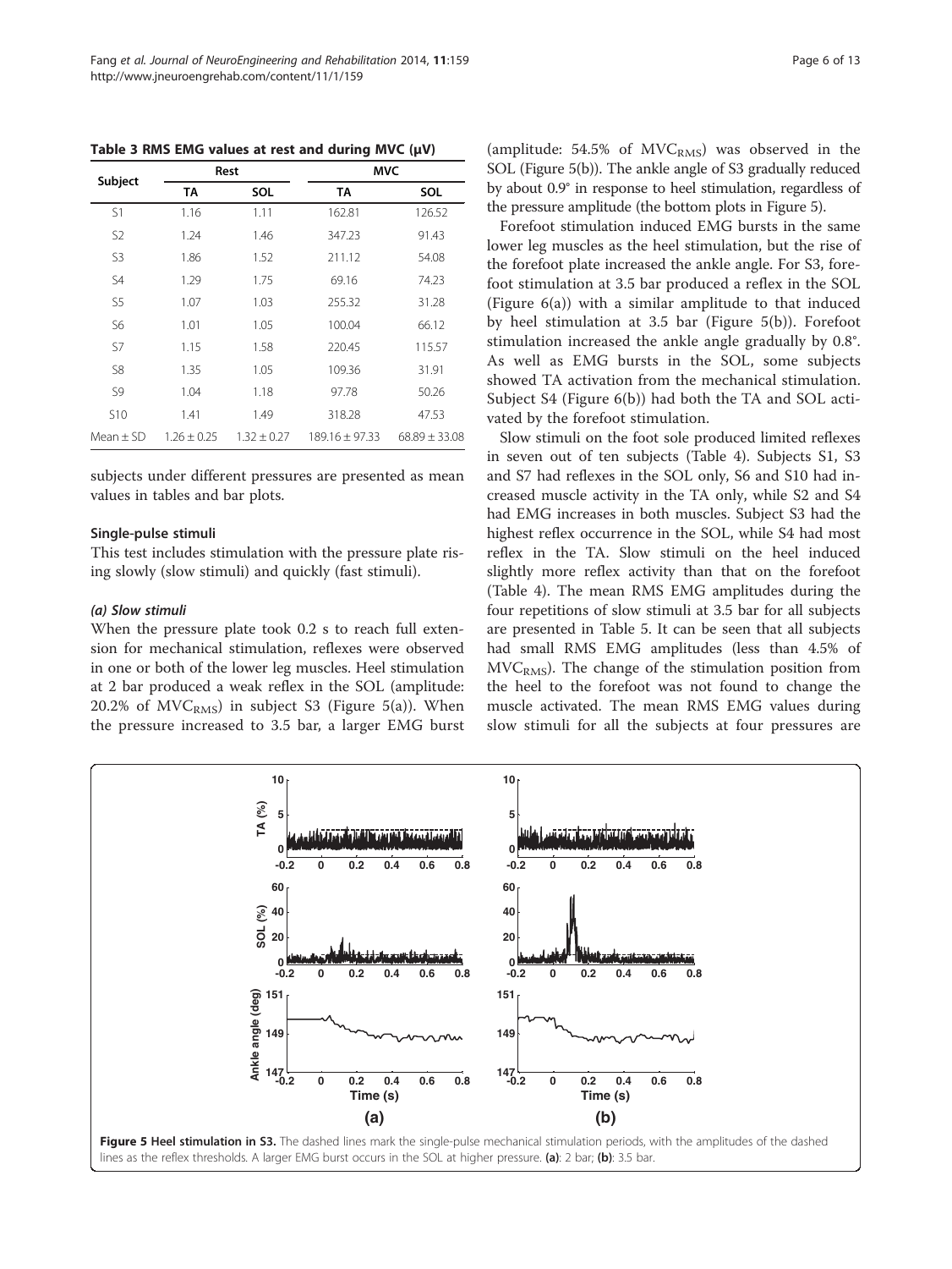**Table 3 RMS EMG values at rest and during MVC (μV)**

| Subject | Rest | | MVC | |
|---|---|---|---|---|
| | TA | SOL | TA | SOL |
| S1 | 1.16 | 1.11 | 162.81 | 126.52 |
| S2 | 1.24 | 1.46 | 347.23 | 91.43 |
| S3 | 1.86 | 1.52 | 211.12 | 54.08 |
| S4 | 1.29 | 1.75 | 69.16 | 74.23 |
| S5 | 1.07 | 1.03 | 255.32 | 31.28 |
| S6 | 1.01 | 1.05 | 100.04 | 66.12 |
| S7 | 1.15 | 1.58 | 220.45 | 115.57 |
| S8 | 1.35 | 1.05 | 109.36 | 31.91 |
| S9 | 1.04 | 1.18 | 97.78 | 50.26 |
| S10 | 1.41 | 1.49 | 318.28 | 47.53 |
| Mean ± SD | 1.26 ± 0.25 | 1.32 ± 0.27 | 189.16 ± 97.33 | 68.89 ± 33.08 |

subjects under different pressures are presented as mean values in tables and bar plots.

#### Single-pulse stimuli

This test includes stimulation with the pressure plate rising slowly (slow stimuli) and quickly (fast stimuli).

##### *(a) Slow stimuli*

When the pressure plate took 0.2 s to reach full extension for mechanical stimulation, reflexes were observed in one or both of the lower leg muscles. Heel stimulation at 2 bar produced a weak reflex in the SOL (amplitude: 20.2% of $MVC_{RMS}$) in subject S3 (Figure 5(a)). When the pressure increased to 3.5 bar, a larger EMG burst (amplitude: 54.5% of $MVC_{RMS}$) was observed in the SOL (Figure 5(b)). The ankle angle of S3 gradually reduced by about 0.9° in response to heel stimulation, regardless of the pressure amplitude (the bottom plots in Figure 5).

Forefoot stimulation induced EMG bursts in the same lower leg muscles as the heel stimulation, but the rise of the forefoot plate increased the ankle angle. For S3, forefoot stimulation at 3.5 bar produced a reflex in the SOL (Figure 6(a)) with a similar amplitude to that induced by heel stimulation at 3.5 bar (Figure 5(b)). Forefoot stimulation increased the ankle angle gradually by 0.8°. As well as EMG bursts in the SOL, some subjects showed TA activation from the mechanical stimulation. Subject S4 (Figure 6(b)) had both the TA and SOL activated by the forefoot stimulation.

Slow stimuli on the foot sole produced limited reflexes in seven out of ten subjects (Table 4). Subjects S1, S3 and S7 had reflexes in the SOL only, S6 and S10 had increased muscle activity in the TA only, while S2 and S4 had EMG increases in both muscles. Subject S3 had the highest reflex occurrence in the SOL, while S4 had most reflex in the TA. Slow stimuli on the heel induced slightly more reflex activity than that on the forefoot (Table 4). The mean RMS EMG amplitudes during the four repetitions of slow stimuli at 3.5 bar for all subjects are presented in Table 5. It can be seen that all subjects had small RMS EMG amplitudes (less than 4.5% of $MVC_{RMS}$). The change of the stimulation position from the heel to the forefoot was not found to change the muscle activated. The mean RMS EMG values during slow stimuli for all the subjects at four pressures are

**Figure 5 Heel stimulation in S3.** The dashed lines mark the single-pulse mechanical stimulation periods, with the amplitudes of the dashed lines as the reflex thresholds. A larger EMG burst occurs in the SOL at higher pressure. **(a)**: 2 bar; **(b)**: 3.5 bar.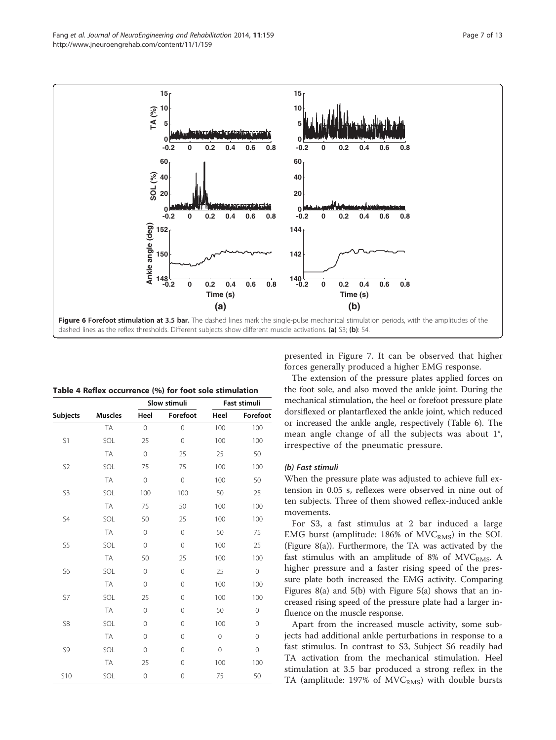Figure 6 Forefoot stimulation at 3.5 bar. The dashed lines mark the single-pulse mechanical stimulation periods, with the amplitudes of the dashed lines as the reflex thresholds. Different subjects show different muscle activations. (a) S3; (b): S4.

**Table 4 Reflex occurrence (%) for foot sole stimulation**

| Subjects | Muscles | Slow stimuli | | Fast stimuli | |
|---|---|---|---|---|---|
| | | Heel | Forefoot | Heel | Forefoot |
| S1 | TA | 0 | 0 | 100 | 100 |
| | SOL | 25 | 0 | 100 | 100 |
| S2 | TA | 0 | 25 | 25 | 50 |
| | SOL | 75 | 75 | 100 | 100 |
| S3 | TA | 0 | 0 | 100 | 50 |
| | SOL | 100 | 100 | 50 | 25 |
| S4 | TA | 75 | 50 | 100 | 100 |
| | SOL | 50 | 25 | 100 | 100 |
| S5 | TA | 0 | 0 | 50 | 75 |
| | SOL | 0 | 0 | 100 | 25 |
| S6 | TA | 50 | 25 | 100 | 100 |
| | SOL | 0 | 0 | 25 | 0 |
| S7 | TA | 0 | 0 | 100 | 100 |
| | SOL | 25 | 0 | 100 | 100 |
| S8 | TA | 0 | 0 | 50 | 0 |
| | SOL | 0 | 0 | 100 | 0 |
| S9 | TA | 0 | 0 | 0 | 0 |
| | SOL | 0 | 0 | 0 | 0 |
| S10 | TA | 25 | 0 | 100 | 100 |
| | SOL | 0 | 0 | 75 | 50 |

presented in Figure 7. It can be observed that higher forces generally produced a higher EMG response.

The extension of the pressure plates applied forces on the foot sole, and also moved the ankle joint. During the mechanical stimulation, the heel or forefoot pressure plate dorsiflexed or plantarflexed the ankle joint, which reduced or increased the ankle angle, respectively (Table 6). The mean angle change of all the subjects was about 1°, irrespective of the pneumatic pressure.

#### *(b) Fast stimuli*

When the pressure plate was adjusted to achieve full extension in 0.05 s, reflexes were observed in nine out of ten subjects. Three of them showed reflex-induced ankle movements.

For S3, a fast stimulus at 2 bar induced a large EMG burst (amplitude: 186% of $MVC_{RMS}$) in the SOL (Figure 8(a)). Furthermore, the TA was activated by the fast stimulus with an amplitude of 8% of $MVC_{RMS}$. A higher pressure and a faster rising speed of the pressure plate both increased the EMG activity. Comparing Figures 8(a) and 5(b) with Figure 5(a) shows that an increased rising speed of the pressure plate had a larger influence on the muscle response.

Apart from the increased muscle activity, some subjects had additional ankle perturbations in response to a fast stimulus. In contrast to S3, Subject S6 readily had TA activation from the mechanical stimulation. Heel stimulation at 3.5 bar produced a strong reflex in the TA (amplitude: 197% of $MVC_{RMS}$) with double bursts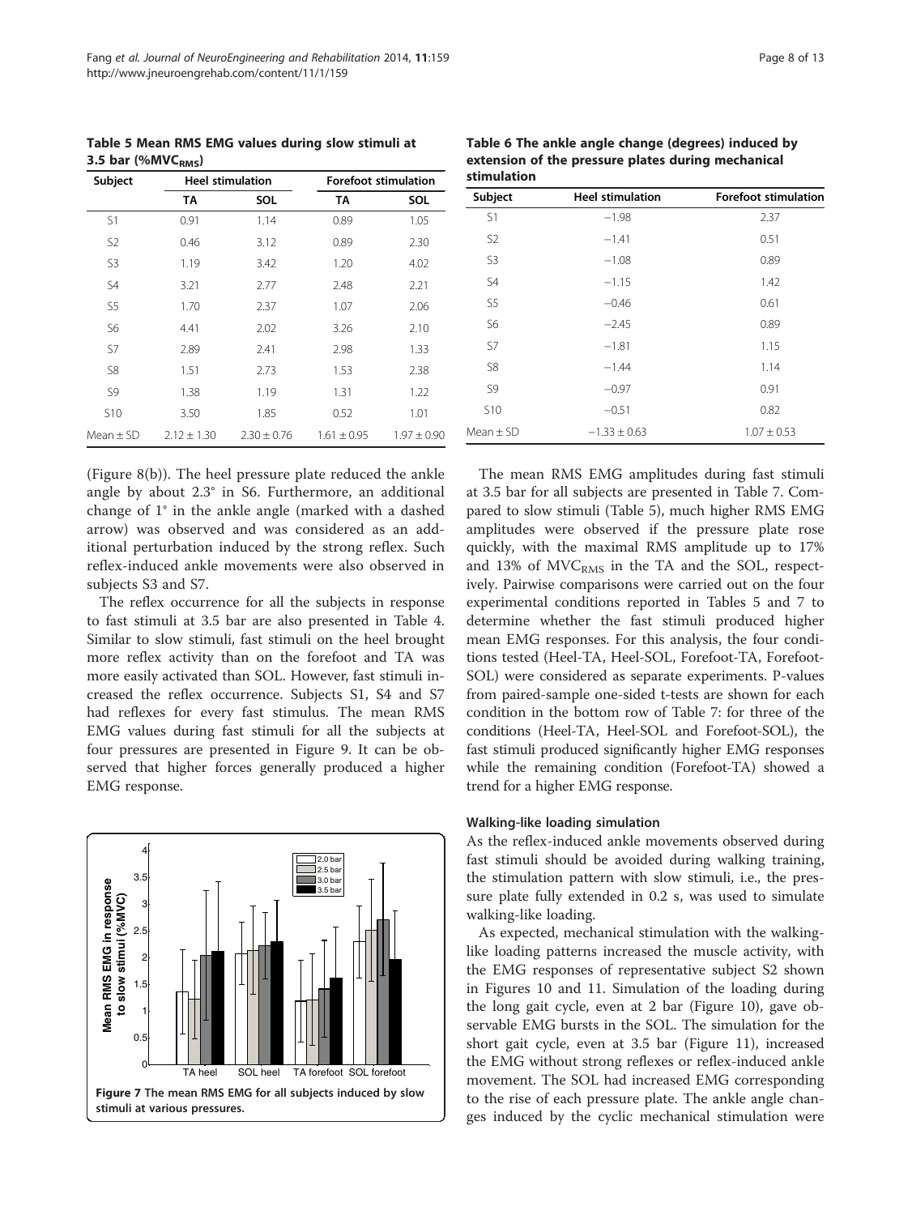**Table 5 Mean RMS EMG values during slow stimuli at 3.5 bar (%MVC$_{RMS}$)**

| Subject | Heel stimulation | | Forefoot stimulation | |
|---|---|---|---|---|
| | TA | SOL | TA | SOL |
| S1 | 0.91 | 1.14 | 0.89 | 1.05 |
| S2 | 0.46 | 3.12 | 0.89 | 2.30 |
| S3 | 1.19 | 3.42 | 1.20 | 4.02 |
| S4 | 3.21 | 2.77 | 2.48 | 2.21 |
| S5 | 1.70 | 2.37 | 1.07 | 2.06 |
| S6 | 4.41 | 2.02 | 3.26 | 2.10 |
| S7 | 2.89 | 2.41 | 2.98 | 1.33 |
| S8 | 1.51 | 2.73 | 1.53 | 2.38 |
| S9 | 1.38 | 1.19 | 1.31 | 1.22 |
| S10 | 3.50 | 1.85 | 0.52 | 1.01 |
| Mean ± SD | 2.12 ± 1.30 | 2.30 ± 0.76 | 1.61 ± 0.95 | 1.97 ± 0.90 |

(Figure 8(b)). The heel pressure plate reduced the ankle angle by about 2.3° in S6. Furthermore, an additional change of 1° in the ankle angle (marked with a dashed arrow) was observed and was considered as an additional perturbation induced by the strong reflex. Such reflex-induced ankle movements were also observed in subjects S3 and S7.

The reflex occurrence for all the subjects in response to fast stimuli at 3.5 bar are also presented in Table 4. Similar to slow stimuli, fast stimuli on the heel brought more reflex activity than on the forefoot and TA was more easily activated than SOL. However, fast stimuli increased the reflex occurrence. Subjects S1, S4 and S7 had reflexes for every fast stimulus. The mean RMS EMG values during fast stimuli for all the subjects at four pressures are presented in Figure 9. It can be observed that higher forces generally produced a higher EMG response.

**Figure 7** The mean RMS EMG for all subjects induced by slow stimuli at various pressures.

**Table 6 The ankle angle change (degrees) induced by extension of the pressure plates during mechanical stimulation**

| Subject | Heel stimulation | Forefoot stimulation |
|---|---|---|
| S1 | −1.98 | 2.37 |
| S2 | −1.41 | 0.51 |
| S3 | −1.08 | 0.89 |
| S4 | −1.15 | 1.42 |
| S5 | −0.46 | 0.61 |
| S6 | −2.45 | 0.89 |
| S7 | −1.81 | 1.15 |
| S8 | −1.44 | 1.14 |
| S9 | −0.97 | 0.91 |
| S10 | −0.51 | 0.82 |
| Mean ± SD | −1.33 ± 0.63 | 1.07 ± 0.53 |

The mean RMS EMG amplitudes during fast stimuli at 3.5 bar for all subjects are presented in Table 7. Compared to slow stimuli (Table 5), much higher RMS EMG amplitudes were observed if the pressure plate rose quickly, with the maximal RMS amplitude up to 17% and 13% of MVC$_{RMS}$ in the TA and the SOL, respectively. Pairwise comparisons were carried out on the four experimental conditions reported in Tables 5 and 7 to determine whether the fast stimuli produced higher mean EMG responses. For this analysis, the four conditions tested (Heel-TA, Heel-SOL, Forefoot-TA, Forefoot-SOL) were considered as separate experiments. P-values from paired-sample one-sided t-tests are shown for each condition in the bottom row of Table 7: for three of the conditions (Heel-TA, Heel-SOL and Forefoot-SOL), the fast stimuli produced significantly higher EMG responses while the remaining condition (Forefoot-TA) showed a trend for a higher EMG response.

### Walking-like loading simulation

As the reflex-induced ankle movements observed during fast stimuli should be avoided during walking training, the stimulation pattern with slow stimuli, i.e., the pressure plate fully extended in 0.2 s, was used to simulate walking-like loading.

As expected, mechanical stimulation with the walking-like loading patterns increased the muscle activity, with the EMG responses of representative subject S2 shown in Figures 10 and 11. Simulation of the loading during the long gait cycle, even at 2 bar (Figure 10), gave observable EMG bursts in the SOL. The simulation for the short gait cycle, even at 3.5 bar (Figure 11), increased the EMG without strong reflexes or reflex-induced ankle movement. The SOL had increased EMG corresponding to the rise of each pressure plate. The ankle angle changes induced by the cyclic mechanical stimulation were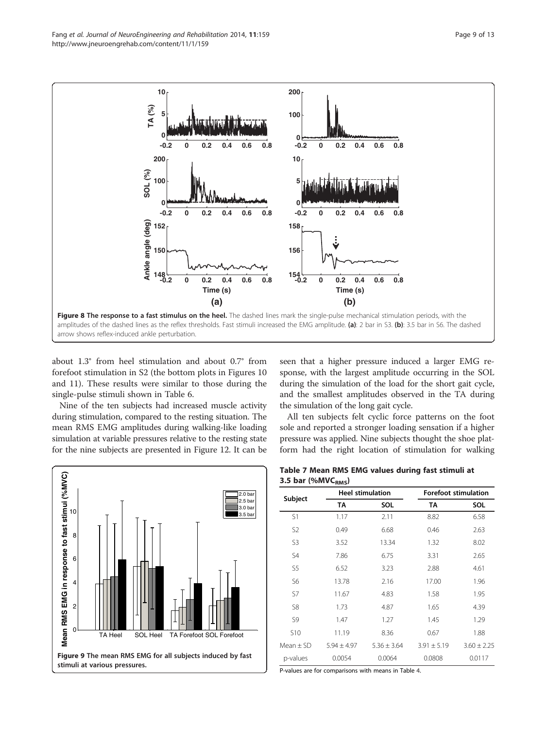**Figure 8 The response to a fast stimulus on the heel.** The dashed lines mark the single-pulse mechanical stimulation periods, with the amplitudes of the dashed lines as the reflex thresholds. Fast stimuli increased the EMG amplitude. **(a)**: 2 bar in S3. **(b)**: 3.5 bar in S6. The dashed arrow shows reflex-induced ankle perturbation.

about 1.3° from heel stimulation and about 0.7° from forefoot stimulation in S2 (the bottom plots in Figures 10 and 11). These results were similar to those during the single-pulse stimuli shown in Table 6.

Nine of the ten subjects had increased muscle activity during stimulation, compared to the resting situation. The mean RMS EMG amplitudes during walking-like loading simulation at variable pressures relative to the resting state for the nine subjects are presented in Figure 12. It can be seen that a higher pressure induced a larger EMG response, with the largest amplitude occurring in the SOL during the simulation of the load for the short gait cycle, and the smallest amplitudes observed in the TA during the simulation of the long gait cycle.

All ten subjects felt cyclic force patterns on the foot sole and reported a stronger loading sensation if a higher pressure was applied. Nine subjects thought the shoe platform had the right location of stimulation for walking

**Figure 9 The mean RMS EMG for all subjects induced by fast stimuli at various pressures.**

**Table 7 Mean RMS EMG values during fast stimuli at 3.5 bar (%$MVC_{RMS}$)**

| Subject | Heel stimulation | | Forefoot stimulation | |
|---|---|---|---|---|
| | TA | SOL | TA | SOL |
| S1 | 1.17 | 2.11 | 8.82 | 6.58 |
| S2 | 0.49 | 6.68 | 0.46 | 2.63 |
| S3 | 3.52 | 13.34 | 1.32 | 8.02 |
| S4 | 7.86 | 6.75 | 3.31 | 2.65 |
| S5 | 6.52 | 3.23 | 2.88 | 4.61 |
| S6 | 13.78 | 2.16 | 17.00 | 1.96 |
| S7 | 11.67 | 4.83 | 1.58 | 1.95 |
| S8 | 1.73 | 4.87 | 1.65 | 4.39 |
| S9 | 1.47 | 1.27 | 1.45 | 1.29 |
| S10 | 11.19 | 8.36 | 0.67 | 1.88 |
| Mean ± SD | 5.94 ± 4.97 | 5.36 ± 3.64 | 3.91 ± 5.19 | 3.60 ± 2.25 |
| p-values | 0.0054 | 0.0064 | 0.0808 | 0.0117 |

P-values are for comparisons with means in Table 4.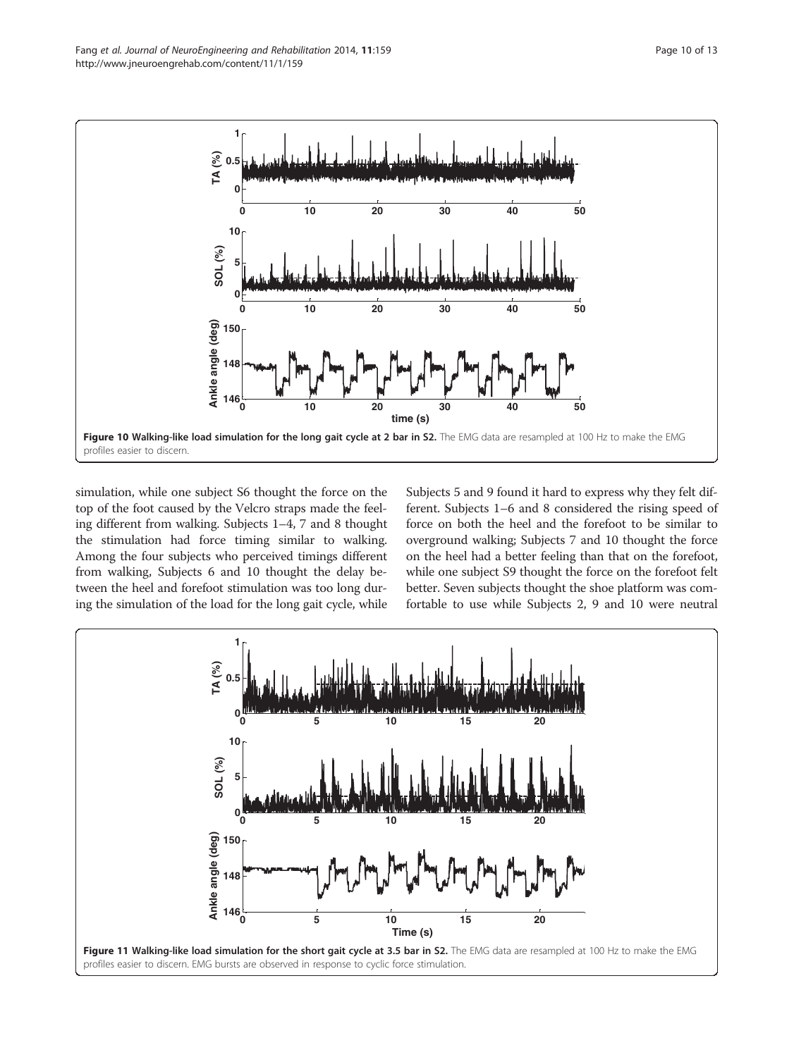**Figure 10 Walking-like load simulation for the long gait cycle at 2 bar in S2.** The EMG data are resampled at 100 Hz to make the EMG profiles easier to discern.

simulation, while one subject S6 thought the force on the top of the foot caused by the Velcro straps made the feeling different from walking. Subjects 1–4, 7 and 8 thought the stimulation had force timing similar to walking. Among the four subjects who perceived timings different from walking, Subjects 6 and 10 thought the delay between the heel and forefoot stimulation was too long during the simulation of the load for the long gait cycle, while Subjects 5 and 9 found it hard to express why they felt different. Subjects 1–6 and 8 considered the rising speed of force on both the heel and the forefoot to be similar to overground walking; Subjects 7 and 10 thought the force on the heel had a better feeling than that on the forefoot, while one subject S9 thought the force on the forefoot felt better. Seven subjects thought the shoe platform was comfortable to use while Subjects 2, 9 and 10 were neutral

**Figure 11 Walking-like load simulation for the short gait cycle at 3.5 bar in S2.** The EMG data are resampled at 100 Hz to make the EMG profiles easier to discern. EMG bursts are observed in response to cyclic force stimulation.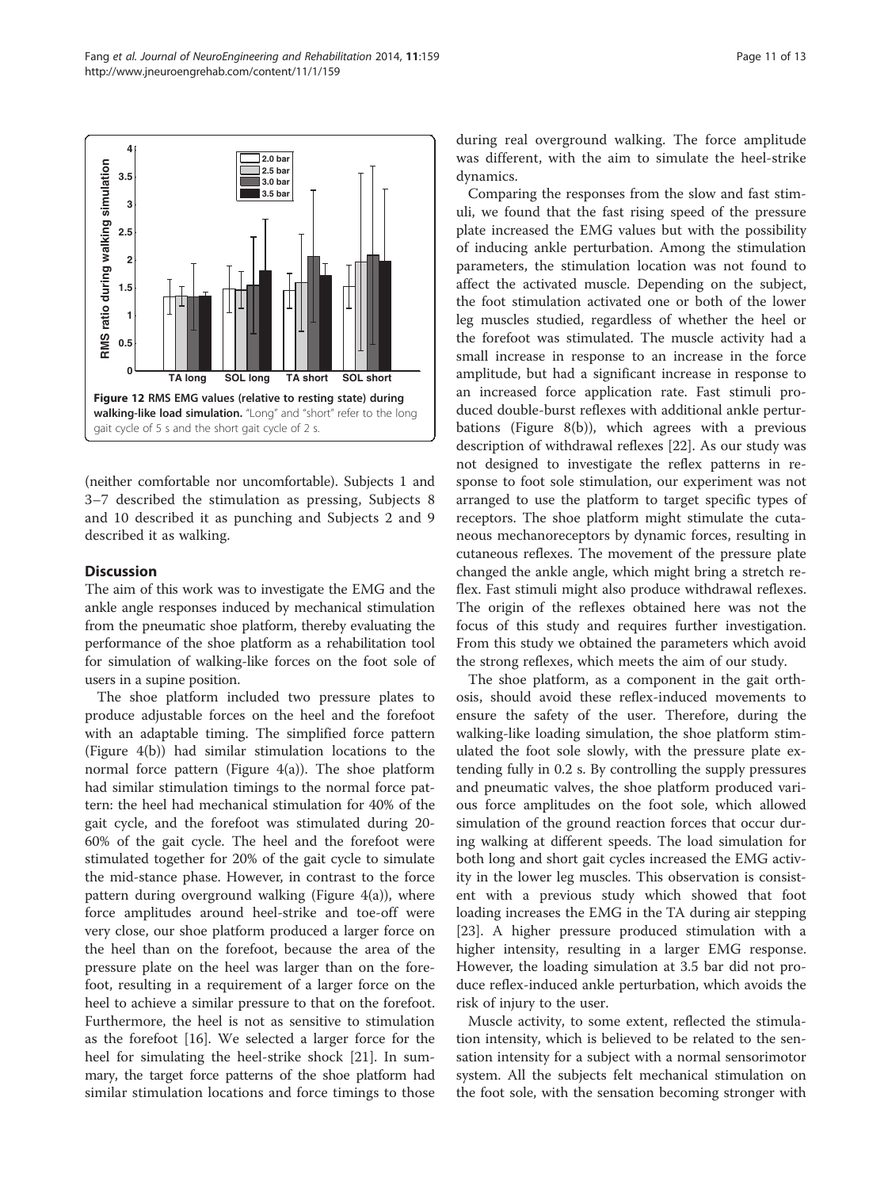**Figure 12 RMS EMG values (relative to resting state) during walking-like load simulation.** "Long" and "short" refer to the long gait cycle of 5 s and the short gait cycle of 2 s.

(neither comfortable nor uncomfortable). Subjects 1 and 3–7 described the stimulation as pressing, Subjects 8 and 10 described it as punching and Subjects 2 and 9 described it as walking.

## Discussion

The aim of this work was to investigate the EMG and the ankle angle responses induced by mechanical stimulation from the pneumatic shoe platform, thereby evaluating the performance of the shoe platform as a rehabilitation tool for simulation of walking-like forces on the foot sole of users in a supine position.

The shoe platform included two pressure plates to produce adjustable forces on the heel and the forefoot with an adaptable timing. The simplified force pattern (Figure 4(b)) had similar stimulation locations to the normal force pattern (Figure 4(a)). The shoe platform had similar stimulation timings to the normal force pattern: the heel had mechanical stimulation for 40% of the gait cycle, and the forefoot was stimulated during 20-60% of the gait cycle. The heel and the forefoot were stimulated together for 20% of the gait cycle to simulate the mid-stance phase. However, in contrast to the force pattern during overground walking (Figure 4(a)), where force amplitudes around heel-strike and toe-off were very close, our shoe platform produced a larger force on the heel than on the forefoot, because the area of the pressure plate on the heel was larger than on the forefoot, resulting in a requirement of a larger force on the heel to achieve a similar pressure to that on the forefoot. Furthermore, the heel is not as sensitive to stimulation as the forefoot [16]. We selected a larger force for the heel for simulating the heel-strike shock [21]. In summary, the target force patterns of the shoe platform had similar stimulation locations and force timings to those during real overground walking. The force amplitude was different, with the aim to simulate the heel-strike dynamics.

Comparing the responses from the slow and fast stimuli, we found that the fast rising speed of the pressure plate increased the EMG values but with the possibility of inducing ankle perturbation. Among the stimulation parameters, the stimulation location was not found to affect the activated muscle. Depending on the subject, the foot stimulation activated one or both of the lower leg muscles studied, regardless of whether the heel or the forefoot was stimulated. The muscle activity had a small increase in response to an increase in the force amplitude, but had a significant increase in response to an increased force application rate. Fast stimuli produced double-burst reflexes with additional ankle perturbations (Figure 8(b)), which agrees with a previous description of withdrawal reflexes [22]. As our study was not designed to investigate the reflex patterns in response to foot sole stimulation, our experiment was not arranged to use the platform to target specific types of receptors. The shoe platform might stimulate the cutaneous mechanoreceptors by dynamic forces, resulting in cutaneous reflexes. The movement of the pressure plate changed the ankle angle, which might bring a stretch reflex. Fast stimuli might also produce withdrawal reflexes. The origin of the reflexes obtained here was not the focus of this study and requires further investigation. From this study we obtained the parameters which avoid the strong reflexes, which meets the aim of our study.

The shoe platform, as a component in the gait orthosis, should avoid these reflex-induced movements to ensure the safety of the user. Therefore, during the walking-like loading simulation, the shoe platform stimulated the foot sole slowly, with the pressure plate extending fully in 0.2 s. By controlling the supply pressures and pneumatic valves, the shoe platform produced various force amplitudes on the foot sole, which allowed simulation of the ground reaction forces that occur during walking at different speeds. The load simulation for both long and short gait cycles increased the EMG activity in the lower leg muscles. This observation is consistent with a previous study which showed that foot loading increases the EMG in the TA during air stepping [23]. A higher pressure produced stimulation with a higher intensity, resulting in a larger EMG response. However, the loading simulation at 3.5 bar did not produce reflex-induced ankle perturbation, which avoids the risk of injury to the user.

Muscle activity, to some extent, reflected the stimulation intensity, which is believed to be related to the sensation intensity for a subject with a normal sensorimotor system. All the subjects felt mechanical stimulation on the foot sole, with the sensation becoming stronger with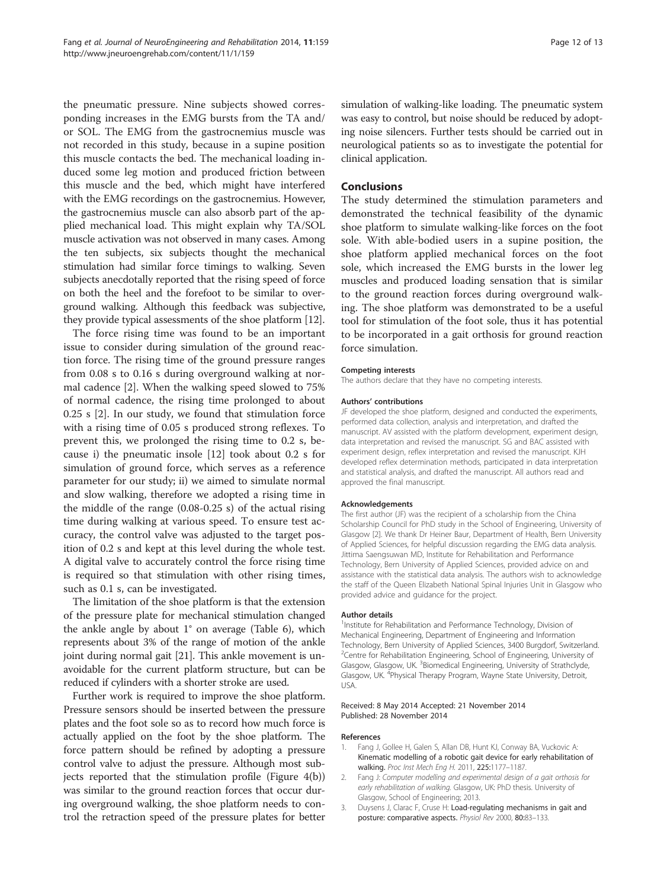the pneumatic pressure. Nine subjects showed corresponding increases in the EMG bursts from the TA and/or SOL. The EMG from the gastrocnemius muscle was not recorded in this study, because in a supine position this muscle contacts the bed. The mechanical loading induced some leg motion and produced friction between this muscle and the bed, which might have interfered with the EMG recordings on the gastrocnemius. However, the gastrocnemius muscle can also absorb part of the applied mechanical load. This might explain why TA/SOL muscle activation was not observed in many cases. Among the ten subjects, six subjects thought the mechanical stimulation had similar force timings to walking. Seven subjects anecdotally reported that the rising speed of force on both the heel and the forefoot to be similar to overground walking. Although this feedback was subjective, they provide typical assessments of the shoe platform [12].

The force rising time was found to be an important issue to consider during simulation of the ground reaction force. The rising time of the ground pressure ranges from 0.08 s to 0.16 s during overground walking at normal cadence [2]. When the walking speed slowed to 75% of normal cadence, the rising time prolonged to about 0.25 s [2]. In our study, we found that stimulation force with a rising time of 0.05 s produced strong reflexes. To prevent this, we prolonged the rising time to 0.2 s, because i) the pneumatic insole [12] took about 0.2 s for simulation of ground force, which serves as a reference parameter for our study; ii) we aimed to simulate normal and slow walking, therefore we adopted a rising time in the middle of the range (0.08-0.25 s) of the actual rising time during walking at various speed. To ensure test accuracy, the control valve was adjusted to the target position of 0.2 s and kept at this level during the whole test. A digital valve to accurately control the force rising time is required so that stimulation with other rising times, such as 0.1 s, can be investigated.

The limitation of the shoe platform is that the extension of the pressure plate for mechanical stimulation changed the ankle angle by about 1° on average (Table 6), which represents about 3% of the range of motion of the ankle joint during normal gait [21]. This ankle movement is unavoidable for the current platform structure, but can be reduced if cylinders with a shorter stroke are used.

Further work is required to improve the shoe platform. Pressure sensors should be inserted between the pressure plates and the foot sole so as to record how much force is actually applied on the foot by the shoe platform. The force pattern should be refined by adopting a pressure control valve to adjust the pressure. Although most subjects reported that the stimulation profile (Figure 4(b)) was similar to the ground reaction forces that occur during overground walking, the shoe platform needs to control the retraction speed of the pressure plates for better simulation of walking-like loading. The pneumatic system was easy to control, but noise should be reduced by adopting noise silencers. Further tests should be carried out in neurological patients so as to investigate the potential for clinical application.

## Conclusions

The study determined the stimulation parameters and demonstrated the technical feasibility of the dynamic shoe platform to simulate walking-like forces on the foot sole. With able-bodied users in a supine position, the shoe platform applied mechanical forces on the foot sole, which increased the EMG bursts in the lower leg muscles and produced loading sensation that is similar to the ground reaction forces during overground walking. The shoe platform was demonstrated to be a useful tool for stimulation of the foot sole, thus it has potential to be incorporated in a gait orthosis for ground reaction force simulation.

#### Competing interests

The authors declare that they have no competing interests.

#### Authors' contributions

JF developed the shoe platform, designed and conducted the experiments, performed data collection, analysis and interpretation, and drafted the manuscript. AV assisted with the platform development, experiment design, data interpretation and revised the manuscript. SG and BAC assisted with experiment design, reflex interpretation and revised the manuscript. KJH developed reflex determination methods, participated in data interpretation and statistical analysis, and drafted the manuscript. All authors read and approved the final manuscript.

#### Acknowledgements

The first author (JF) was the recipient of a scholarship from the China Scholarship Council for PhD study in the School of Engineering, University of Glasgow [2]. We thank Dr Heiner Baur, Department of Health, Bern University of Applied Sciences, for helpful discussion regarding the EMG data analysis. Jittima Saengsuwan MD, Institute for Rehabilitation and Performance Technology, Bern University of Applied Sciences, provided advice on and assistance with the statistical data analysis. The authors wish to acknowledge the staff of the Queen Elizabeth National Spinal Injuries Unit in Glasgow who provided advice and guidance for the project.

#### Author details

[1]Institute for Rehabilitation and Performance Technology, Division of Mechanical Engineering, Department of Engineering and Information Technology, Bern University of Applied Sciences, 3400 Burgdorf, Switzerland. [2]Centre for Rehabilitation Engineering, School of Engineering, University of Glasgow, Glasgow, UK. [3]Biomedical Engineering, University of Strathclyde, Glasgow, UK. [4]Physical Therapy Program, Wayne State University, Detroit, USA.

Received: 8 May 2014 Accepted: 21 November 2014
Published: 28 November 2014

#### References

1. Fang J, Gollee H, Galen S, Allan DB, Hunt KJ, Conway BA, Vuckovic A: **Kinematic modelling of a robotic gait device for early rehabilitation of walking.** *Proc Inst Mech Eng H.* 2011, **225:**1177–1187.
2. Fang J: *Computer modelling and experimental design of a gait orthosis for early rehabilitation of walking.* Glasgow, UK: PhD thesis. University of Glasgow, School of Engineering; 2013.
3. Duysens J, Clarac F, Cruse H: **Load-regulating mechanisms in gait and posture: comparative aspects.** *Physiol Rev* 2000, **80:**83–133.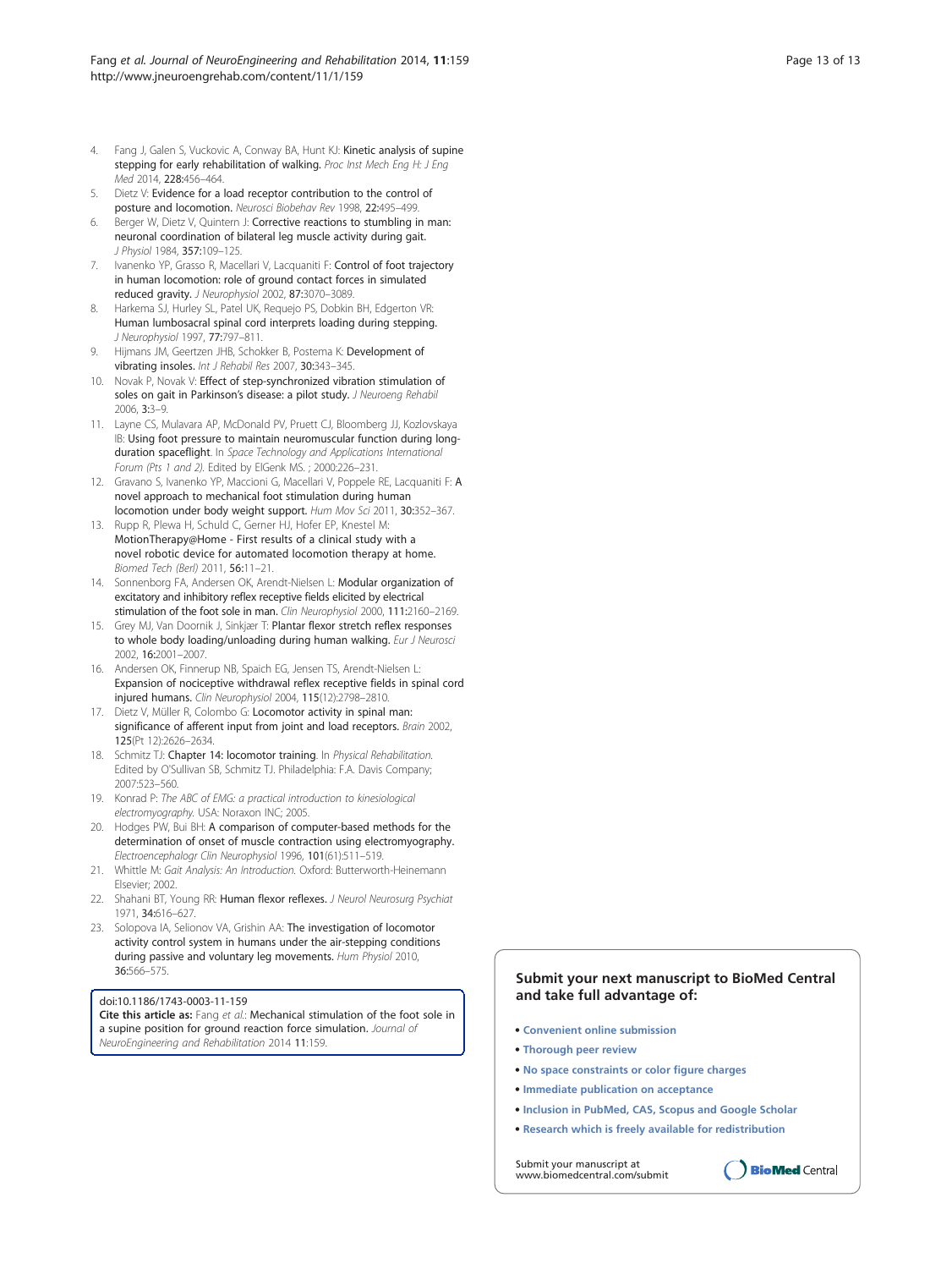4. Fang J, Galen S, Vuckovic A, Conway BA, Hunt KJ: **Kinetic analysis of supine stepping for early rehabilitation of walking.** *Proc Inst Mech Eng H: J Eng Med* 2014, **228:**456–464.
5. Dietz V: **Evidence for a load receptor contribution to the control of posture and locomotion.** *Neurosci Biobehav Rev* 1998, **22:**495–499.
6. Berger W, Dietz V, Quintern J: **Corrective reactions to stumbling in man: neuronal coordination of bilateral leg muscle activity during gait.** *J Physiol* 1984, **357:**109–125.
7. Ivanenko YP, Grasso R, Macellari V, Lacquaniti F: **Control of foot trajectory in human locomotion: role of ground contact forces in simulated reduced gravity.** *J Neurophysiol* 2002, **87:**3070–3089.
8. Harkema SJ, Hurley SL, Patel UK, Requejo PS, Dobkin BH, Edgerton VR: **Human lumbosacral spinal cord interprets loading during stepping.** *J Neurophysiol* 1997, **77:**797–811.
9. Hijmans JM, Geertzen JHB, Schokker B, Postema K: **Development of vibrating insoles.** *Int J Rehabil Res* 2007, **30:**343–345.
10. Novak P, Novak V: **Effect of step-synchronized vibration stimulation of soles on gait in Parkinson's disease: a pilot study.** *J Neuroeng Rehabil* 2006, **3:**3–9.
11. Layne CS, Mulavara AP, McDonald PV, Pruett CJ, Bloomberg JJ, Kozlovskaya IB: **Using foot pressure to maintain neuromuscular function during long-duration spaceflight.** In *Space Technology and Applications International Forum (Pts 1 and 2)*. Edited by ElGenk MS. ; 2000:226–231.
12. Gravano S, Ivanenko YP, Maccioni G, Macellari V, Poppele RE, Lacquaniti F: **A novel approach to mechanical foot stimulation during human locomotion under body weight support.** *Hum Mov Sci* 2011, **30:**352–367.
13. Rupp R, Plewa H, Schuld C, Gerner HJ, Hofer EP, Knestel M: **MotionTherapy@Home - First results of a clinical study with a novel robotic device for automated locomotion therapy at home.** *Biomed Tech (Berl)* 2011, **56:**11–21.
14. Sonnenborg FA, Andersen OK, Arendt-Nielsen L: **Modular organization of excitatory and inhibitory reflex receptive fields elicited by electrical stimulation of the foot sole in man.** *Clin Neurophysiol* 2000, **111:**2160–2169.
15. Grey MJ, Van Doornik J, Sinkjær T: **Plantar flexor stretch reflex responses to whole body loading/unloading during human walking.** *Eur J Neurosci* 2002, **16:**2001–2007.
16. Andersen OK, Finnerup NB, Spaich EG, Jensen TS, Arendt-Nielsen L: **Expansion of nociceptive withdrawal reflex receptive fields in spinal cord injured humans.** *Clin Neurophysiol* 2004, **115**(12):2798–2810.
17. Dietz V, Müller R, Colombo G: **Locomotor activity in spinal man: significance of afferent input from joint and load receptors.** *Brain* 2002, **125**(Pt 12):2626–2634.
18. Schmitz TJ: **Chapter 14: locomotor training.** In *Physical Rehabilitation*. Edited by O'Sullivan SB, Schmitz TJ. Philadelphia: F.A. Davis Company; 2007:523–560.
19. Konrad P: *The ABC of EMG: a practical introduction to kinesiological electromyography.* USA: Noraxon INC; 2005.
20. Hodges PW, Bui BH: **A comparison of computer-based methods for the determination of onset of muscle contraction using electromyography.** *Electroencephalogr Clin Neurophysiol* 1996, **101**(61):511–519.
21. Whittle M: *Gait Analysis: An Introduction.* Oxford: Butterworth-Heinemann Elsevier; 2002.
22. Shahani BT, Young RR: **Human flexor reflexes.** *J Neurol Neurosurg Psychiat* 1971, **34:**616–627.
23. Solopova IA, Selionov VA, Grishin AA: **The investigation of locomotor activity control system in humans under the air-stepping conditions during passive and voluntary leg movements.** *Hum Physiol* 2010, **36:**566–575.

doi:10.1186/1743-0003-11-159
**Cite this article as:** Fang *et al.*: Mechanical stimulation of the foot sole in a supine position for ground reaction force simulation. *Journal of NeuroEngineering and Rehabilitation* 2014 **11**:159.

**Submit your next manuscript to BioMed Central and take full advantage of:**

- Convenient online submission
- Thorough peer review
- No space constraints or color figure charges
- Immediate publication on acceptance
- Inclusion in PubMed, CAS, Scopus and Google Scholar
- Research which is freely available for redistribution

Submit your manuscript at
www.biomedcentral.com/submit

BioMed Central